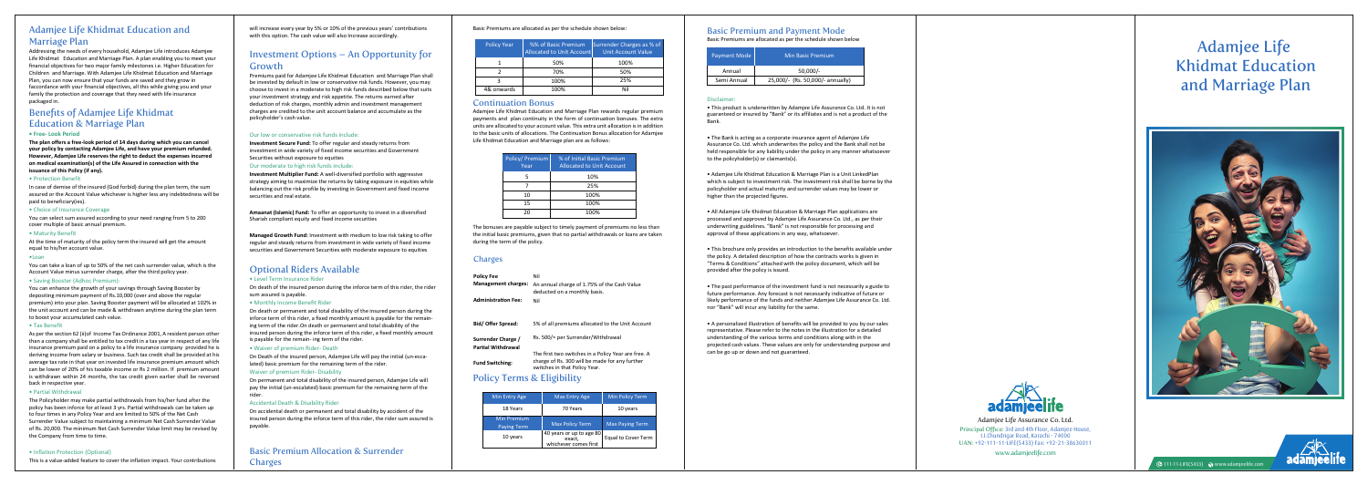# Adamjee Life Khidmat Education and Marriage Plan

Addressing the needs of every household, Adamjee Life introduces Adamjee Life Khidmat Education and Marriage Plan. A plan enabling you to meet your financial objectives for two major family milestones i.e. Higher Education for Children and Marriage. With Adamjee Life Khidmat Education and Marriage Plan, you can now ensure that your funds are saved and they grow in faccordance with your financial objectives, all this while giving you and your family the protection and coverage that they need with life insurance packaged in.

## Benefits of Adamjee Life Khidmat Education & Marriage Plan

• **Free- Look Period**

**The plan offers a free-look period of 14 days during which you can cancel your policy by contacting Adamjee Life, and have your premium refunded. However, Adamjee Life reserves the right to deduct the expenses incurred on medical examination(s) of the Life Assured in connection with the issuance of this Policy (if any).**

• Protection Benefit

In case of demise of the insured (God forbid) during the plan term, the sum assured or the Account Value whichever is higher less any indebtedness will be paid to beneficiary(ies).

• Choice of Insurance Coverage

You can select sum assured according to your need ranging from 5 to 200 cover multiple of basic annual premium.

• Maturity Benefit

At the time of maturity of the policy term the insured will get the amount equal to his/her account value.

•Loan

You can take a loan of up to 50% of the net cash surrender value, which is the Account Value minus surrender charge, after the third policy year.

• Saving Booster (Adhoc Premium):

You can enhance the growth of your savings through Saving Booster by depositing minimum payment of Rs.10,000 (over and above the regular premium) into your plan. Saving Booster payment will be allocated at 102% in the unit account and can be made & withdrawn anytime during the plan term to boost your accumulated cash value.

• Tax Benefit

As per the section 62 (6)of Income Tax Ordinance 2001, A resident person other than a company shall be entitled to tax credit in a tax year in respect of any life insurance premium paid on a policy to a life insurance company provided he is deriving income from salary or business. Such tax credit shall be provided at his average tax rate in that year on invested life insurance premium amount which can be lower of 20% of his taxable income or Rs 2 million. If premium amount is withdrawn within 24 months, the tax credit given earlier shall be reversed back in respective year.

• Partial Withdrawal

The Policyholder may make partial withdrawals from his/her fund after the policy has been inforce for at least 3 yrs. Partial withdrawals can be taken up to four times in any Policy Year and are limited to 50% of the Net Cash Surrender Value subject to maintaining a minimum Net Cash Surrender Value of Rs. 20,000. The minimum Net Cash Surrender Value limit may be revised by the Company from time to time.

• Inflation Protection (Optional)

This is a value-added feature to cover the inflation impact. Your contributions will increase every year by 5% or 10% of the previous years' contributions with this option. The cash value will also increase accordingly.

## Investment Options – An Opportunity for Growth

Premiums paid for Adamjee Life Khidmat Education and Marriage Plan shall be invested by default in low or conservative risk funds. However, you may choose to invest in a moderate to high risk funds described below that suits your investment strategy and risk appetite. The returns earned after deduction of risk charges, monthly admin and investment management charges are credited to the unit account balance and accumulate as the policyholder's cash value.

Our low or conservative risk funds include:

**Investment Secure Fund:** To offer regular and steady returns from investment in wide variety of fixed income securities and Government Securities without exposure to equities

Our moderate to high risk funds include:

**Investment Multiplier Fund:** A well-diversified portfolio with aggressive strategy aiming to maximize the returns by taking exposure in equities while balancing out the risk profile by investing in Government and fixed income securities and real estate.

**Amaanat (Islamic) Fund:** To offer an opportunity to invest in a diversified Shariah compliant equity and fixed income securities

**Managed Growth Fund:** Investment with medium to low risk taking to offer regular and steady returns from investment in wide variety of fixed income securities and Government Securities with moderate exposure to equities

## Optional Riders Available

• Level Term Insurance Rider

On death of the insured person during the inforce term of this rider, the rider sum assured is payable.

• Monthly Income Benefit Rider

On death or permanent and total disability of the insured person during the inforce term of this rider, a fixed monthly amount is payable for the remaining term of the rider.On death or permanent and total disability of the insured person during the inforce term of this rider, a fixed monthly amount is payable for the remain- ing term of the rider.

• Waiver of premium Rider- Death

On Death of the insured person, Adamjee Life will pay the initial (un-escalated) basic premium for the remaining term of the rider.

Waiver of premium Rider- Disability

On permanent and total disability of the insured person, Adamjee Life will pay the initial (un-escalated) basic premium for the remaining term of the rider.

Accidental Death & Disability Rider

On accidental death or permanent and total disability by accident of the insured person during the inforce term of this rider, the rider sum assured is payable.

## Basic Premium Allocation & Surrender Charges

Basic Premiums are allocated as per the schedule shown below:

| Policy Year | % of Basic Premium Allocated to Unit Account | Surrender Charges as % of Unit Account Value |
|---|---|---|
| 1 | 50% | 100% |
| 2 | 70% | 50% |
| 3 | 100% | 25% |
| 4& onwards | 100% | Nil |

## Continuation Bonus

Adamjee Life Khidmat Education and Marriage Plan rewards regular premium payments and plan continuity in the form of continuation bonuses. The extra units are allocated to your account value. This extra unit allocation is in addition to the basic units of allocations. The Continuation Bonus allocation for Adamjee Life Khidmat Education and Marriage plan are as follows:

| Policy/ Premium Year | % of Initial Basic Premium Allocated to Unit Account |
|---|---|
| 5 | 10% |
| 7 | 25% |
| 10 | 100% |
| 15 | 100% |
| 20 | 100% |

The bonuses are payable subject to timely payment of premiums no less than the initial basic premiums, given that no partial withdrawals or loans are taken during the term of the policy.

## Charges

| | |
|---|---|
| **Policy Fee** | Nil |
| **Management charges:** | An annual charge of 1.75% of the Cash Value deducted on a monthly basis. |
| **Administration Fee:** | Nil |
| **Bid/ Offer Spread:** | 5% of all premiums allocated to the Unit Account |
| **Surrender Charge / Partial Withdrawal** | Rs. 500/= per Surrender/Withdrawal |
| **Fund Switching:** | The first two switches in a Policy Year are free. A charge of Rs. 300 will be made for any further switches in that Policy Year. |

## Policy Terms & Eligibility

| Min Entry Age | Max Entry Age | Min Policy Term |
|---|---|---|
| 18 Years | 70 Years | 10 years |
| **Min Premium Paying Term** | **Max Policy Term** | **Max Paying Term** |
| 10 years | 40 years or up to age 80 exact, whichever comes first | Equal to Cover Term |

## Basic Premium and Payment Mode

Basic Premiums are allocated as per the schedule shown below

| Payment Mode | Min Basic Premium |
|---|---|
| Annual | 50,000/- |
| Semi Annual | 25,000/- (Rs. 50,000/- annually) |

### Disclaimer:

• This product is underwritten by Adamjee Life Assurance Co. Ltd. It is not guaranteed or insured by "Bank" or its affiliates and is not a product of the Bank.

• The Bank is acting as a corporate insurance agent of Adamjee Life Assurance Co. Ltd. which underwrites the policy and the Bank shall not be held responsible for any liability under the policy in any manner whatsoever to the policyholder(s) or claimants(s).

• Adamjee Life Khidmat Education & Marriage Plan is a Unit LinkedPlan which is subject to investment risk. The investment risk shall be borne by the policyholder and actual maturity and surrender values may be lower or higher than the projected figures.

• All Adamjee Life Khidmat Education & Marriage Plan applications are processed and approved by Adamjee Life Assurance Co. Ltd., as per their underwriting guidelines. "Bank" is not responsible for processing and approval of these applications in any way, whatsoever.

• This brochure only provides an introduction to the benefits available under the policy. A detailed description of how the contracts works is given in "Terms & Conditions" attached with the policy document, which will be provided after the policy is issued.

• The past performance of the investment fund is not necessarily a guide to future performance. Any forecast is not necessarily indicative of future or likely performance of the funds and neither Adamjee Life Assurance Co. Ltd. nor "Bank" will incur any liability for the same.

• A personalized illustration of benefits will be provided to you by our sales representative. Please refer to the notes in the illustration for a detailed understanding of the various terms and conditions along with in the projected cash values. These values are only for understanding purpose and can be go up or down and not guaranteed.

adamjeelife

Adamjee Life Assurance Co. Ltd.
Principal Office: 3rd and 4th Floor, Adamjee House, I.I.Chundrigar Road, Karachi - 74000
UAN: +92-111-11-LIFE(5433) Fax: +92-21-38630011
www.adamjeelife.com

# Adamjee Life Khidmat Education and Marriage Plan

111-11-LIFE(5433) www.adamjeelife.com

adamjeelife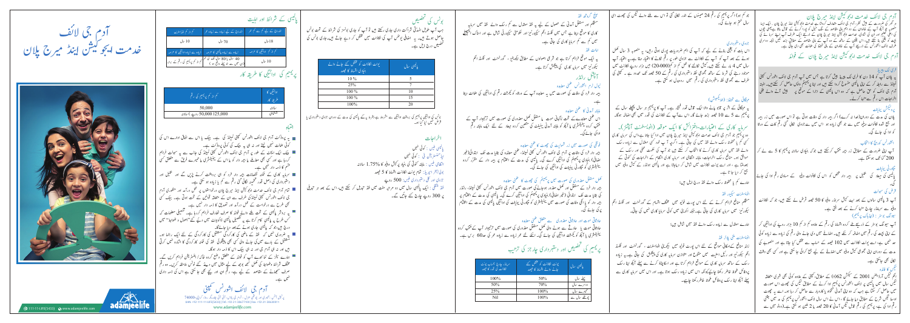# آدم جی لائف خدمت ایجوکیشن اینڈ میرج پلان

## آدم جی لائف خدمت ایجوکیشن اینڈ میرج پلان کے فوائد

### میچورٹی بینیفٹ

### انشورنس کوریج کا انتخاب

### پریمیم کی ادائیگی میں سہولت

### ٹیکس کا فائدہ

### جزوی واپسی (پارشیئل ودڈرال)

### مہنگائی سے تحفظ (انڈیکسیشن)

### سرمایہ کاری کے اختیارات - انویسٹمنٹ آپشنز

#### انویسٹمنٹ سیکیور فنڈ

#### انویسٹمنٹ ملٹی فنڈ

#### متوازن فنڈ

#### ایکٹیو فنڈ

### آپشنل رائیڈرز

#### لیول ٹرم انشورنس کا معاہدہ

#### ماہانہ آمدنی کا معاہدہ

#### حادثاتی موت کی صورت میں پریمیم کی چھوٹ کا معاہدہ

#### مکمل معذوری کی صورت میں پریمیم کی چھوٹ کا معاہدہ

#### حادثاتی موت اور حادثاتی معذوری سے متعلق معاہدہ

## پریمیم کی تخصیص اور دستبرداری چارجز کی ترتیب

| سرینڈر چارجز (فنڈ ویلیو کی بنیاد پر) | یونٹ الاٹمنٹ کا تخصیص کیے جانے والا بنیادی اقساط کا فیصد | پالیسی سال |
|---|---|---|
| 100% | 50% | پہلا سال |
| 50% | 70% | دوسرا سال |
| 25% | 100% | تیسرا سال |
| Nil | 100% | چوتھے سال سے |

## بونس کی تخصیص

| یونٹ الاٹمنٹ کا مختص کیے جانے والے بنیادی اقساط کا فیصد | پالیسی سال |
|---|---|
| 10 % | 5 |
| 25% | 7 |
| 100 % | 10 |
| 100 % | 15 |
| 100% | 20 |

## اخراجات

- پالیسی فیس : کوئی نہیں
- ایڈمنسٹریشن فیس : کوئی نہیں
- انتظامی فیس : فنڈ ویلیو کا 1.75% سالانہ
- بولی اور پیشکش کا فرق : یونٹ الاٹمنٹ کا 5 فیصد
- جزوی اور کل دستبرداری فیس : 500 روپے
- فنڈ سوئچ : ایک پالیسی سال میں دو مرتبہ مفت فنڈ تبدیل کر سکتے ہیں، اس کے بعد ہر تبدیلی پر 300 روپے چارج کیے جائیں گے۔

## پالیسی کے شرائط اور اہلیت

| کم از کم پالیسی مدت | داخلے کے لیے زیادہ سے زیادہ عمر | داخلے کے لیے کم سے کم عمر |
|---|---|---|
| 10 سال | 70 سال | 18 سال |
| کم از کم پریمیم ادائیگی کی مدت | زیادہ سے زیادہ پریمیم ادائیگی کی مدت | کم از کم پریمیم کی ادائیگی کی مدت |
| کم از کم پریمیم کی رقم سے | فقط سال یا 80 سال کی عمر (ان میں سے جو پہلے واقع ہو) | 10 سال |

## پریمیم کی ادائیگی کا طریقہ کار

| کم از کم پریمیم کی رقم | ادائیگی کا طریقہ کار |
|---|---|
| 50,000 | سالانہ |
| (25,000 روپے) 50,000 سالانہ | ششماہی |

## انتباہ

## آدم جی لائف انشورنس کمپنی

www.adamjeelife.com

111-11-LIFE(5433)